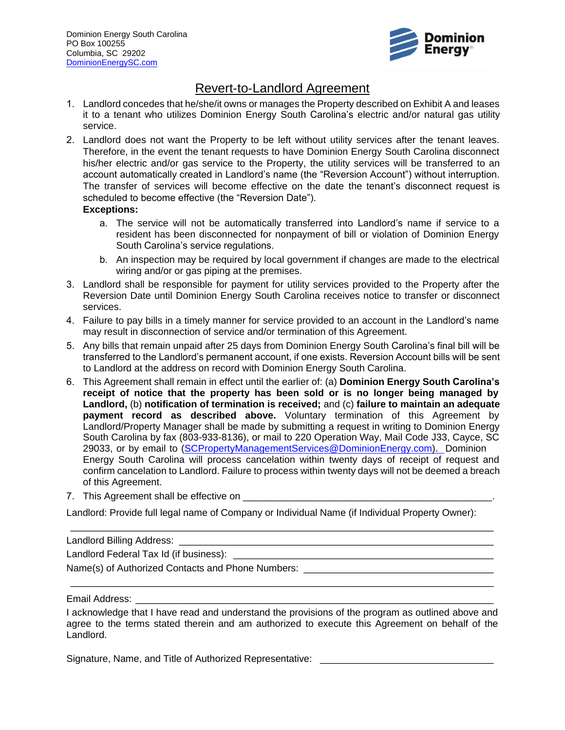Dominion Energy South Carolina
PO Box 100255
Columbia, SC 29202
DominionEnergySC.com

# Revert-to-Landlord Agreement

1. Landlord concedes that he/she/it owns or manages the Property described on Exhibit A and leases it to a tenant who utilizes Dominion Energy South Carolina's electric and/or natural gas utility service.
2. Landlord does not want the Property to be left without utility services after the tenant leaves. Therefore, in the event the tenant requests to have Dominion Energy South Carolina disconnect his/her electric and/or gas service to the Property, the utility services will be transferred to an account automatically created in Landlord's name (the "Reversion Account") without interruption. The transfer of services will become effective on the date the tenant's disconnect request is scheduled to become effective (the "Reversion Date").

   **Exceptions:**

   a. The service will not be automatically transferred into Landlord's name if service to a resident has been disconnected for nonpayment of bill or violation of Dominion Energy South Carolina's service regulations.

   b. An inspection may be required by local government if changes are made to the electrical wiring and/or or gas piping at the premises.
3. Landlord shall be responsible for payment for utility services provided to the Property after the Reversion Date until Dominion Energy South Carolina receives notice to transfer or disconnect services.
4. Failure to pay bills in a timely manner for service provided to an account in the Landlord's name may result in disconnection of service and/or termination of this Agreement.
5. Any bills that remain unpaid after 25 days from Dominion Energy South Carolina's final bill will be transferred to the Landlord's permanent account, if one exists. Reversion Account bills will be sent to Landlord at the address on record with Dominion Energy South Carolina.
6. This Agreement shall remain in effect until the earlier of: (a) **Dominion Energy South Carolina's receipt of notice that the property has been sold or is no longer being managed by Landlord,** (b) **notification of termination is received;** and (c) **failure to maintain an adequate payment record as described above.** Voluntary termination of this Agreement by Landlord/Property Manager shall be made by submitting a request in writing to Dominion Energy South Carolina by fax (803-933-8136), or mail to 220 Operation Way, Mail Code J33, Cayce, SC 29033, or by email to (SCPropertyManagementServices@DominionEnergy.com). Dominion Energy South Carolina will process cancelation within twenty days of receipt of request and confirm cancelation to Landlord. Failure to process within twenty days will not be deemed a breach of this Agreement.
7. This Agreement shall be effective on \_\_\_\_\_\_\_\_\_\_\_\_\_\_\_\_\_\_\_\_\_\_\_\_\_\_\_\_\_\_\_\_\_\_\_\_\_\_\_\_\_\_\_\_.

Landlord: Provide full legal name of Company or Individual Name (if Individual Property Owner):

\_\_\_\_\_\_\_\_\_\_\_\_\_\_\_\_\_\_\_\_\_\_\_\_\_\_\_\_\_\_\_\_\_\_\_\_\_\_\_\_\_\_\_\_\_\_\_\_\_\_\_\_\_\_\_\_\_\_\_\_\_\_\_\_\_\_

Landlord Billing Address: \_\_\_\_\_\_\_\_\_\_\_\_\_\_\_\_\_\_\_\_\_\_\_\_\_\_\_\_\_\_\_\_\_\_\_\_\_\_\_\_\_\_\_\_\_\_\_\_

Landlord Federal Tax Id (if business): \_\_\_\_\_\_\_\_\_\_\_\_\_\_\_\_\_\_\_\_\_\_\_\_\_\_\_\_\_\_\_\_\_\_\_\_\_\_\_\_

Name(s) of Authorized Contacts and Phone Numbers: \_\_\_\_\_\_\_\_\_\_\_\_\_\_\_\_\_\_\_\_\_\_\_\_\_\_\_\_

\_\_\_\_\_\_\_\_\_\_\_\_\_\_\_\_\_\_\_\_\_\_\_\_\_\_\_\_\_\_\_\_\_\_\_\_\_\_\_\_\_\_\_\_\_\_\_\_\_\_\_\_\_\_\_\_\_\_\_\_\_\_\_\_\_\_

Email Address: \_\_\_\_\_\_\_\_\_\_\_\_\_\_\_\_\_\_\_\_\_\_\_\_\_\_\_\_\_\_\_\_\_\_\_\_\_\_\_\_\_\_\_\_\_\_\_\_\_\_\_\_\_\_\_\_

I acknowledge that I have read and understand the provisions of the program as outlined above and agree to the terms stated therein and am authorized to execute this Agreement on behalf of the Landlord.

Signature, Name, and Title of Authorized Representative: \_\_\_\_\_\_\_\_\_\_\_\_\_\_\_\_\_\_\_\_\_\_\_\_\_\_\_\_\_\_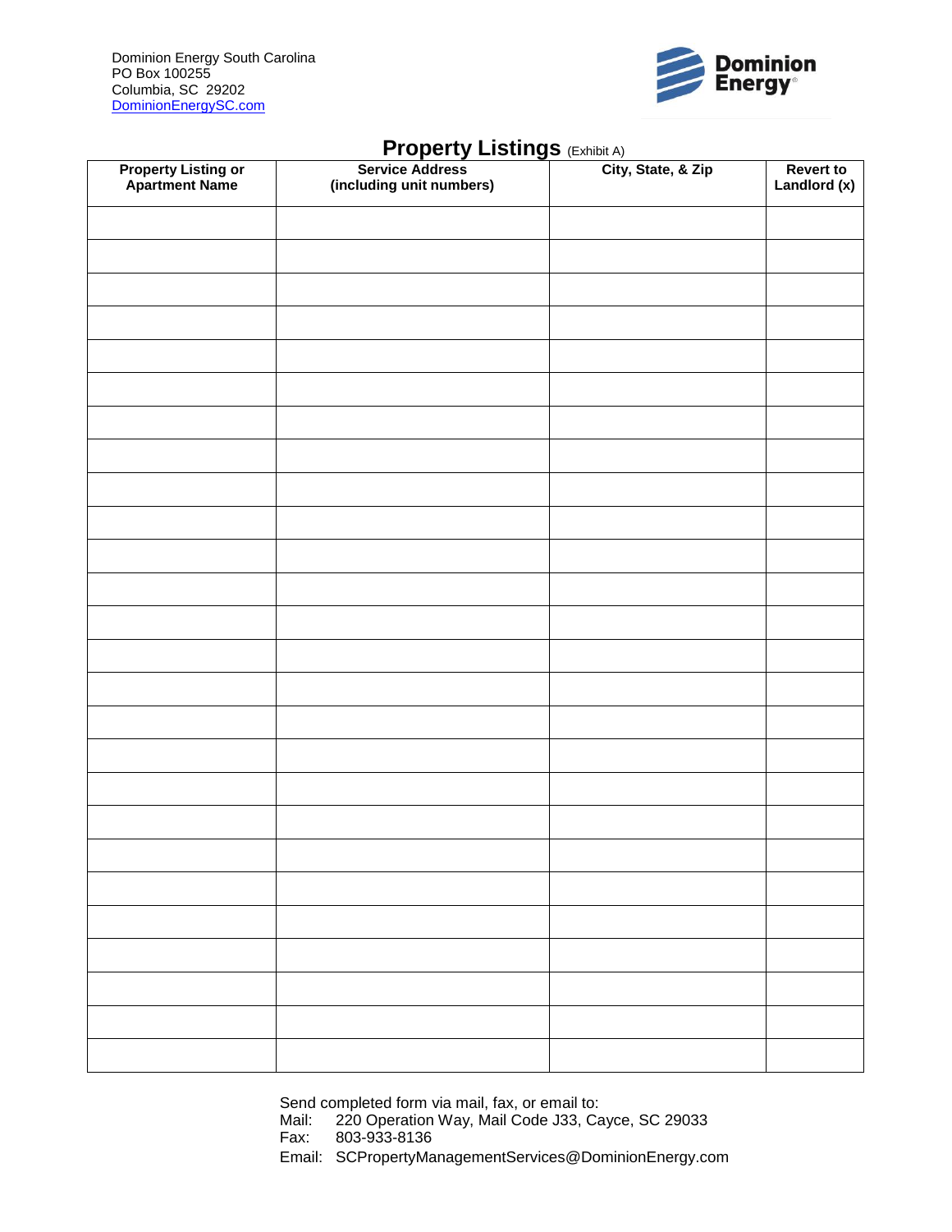Dominion Energy South Carolina
PO Box 100255
Columbia, SC 29202
DominionEnergySC.com

Dominion Energy

## Property Listings (Exhibit A)

| Property Listing or Apartment Name | Service Address (including unit numbers) | City, State, & Zip | Revert to Landlord (x) |
|---|---|---|---|
| | | | |
| | | | |
| | | | |
| | | | |
| | | | |
| | | | |
| | | | |
| | | | |
| | | | |
| | | | |
| | | | |
| | | | |
| | | | |
| | | | |
| | | | |
| | | | |
| | | | |
| | | | |
| | | | |
| | | | |
| | | | |
| | | | |
| | | | |
| | | | |
| | | | |
| | | | |

Send completed form via mail, fax, or email to:
Mail: 220 Operation Way, Mail Code J33, Cayce, SC 29033
Fax: 803-933-8136
Email: SCPropertyManagementServices@DominionEnergy.com